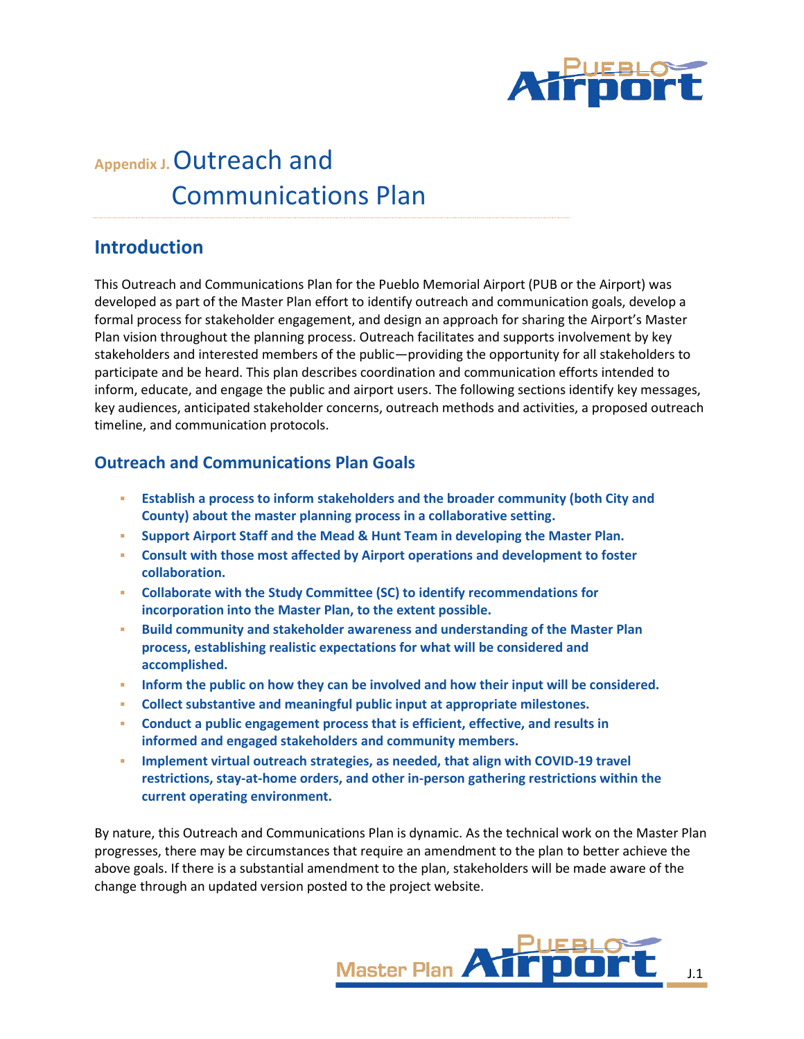# Appendix J. Outreach and Communications Plan

## Introduction

This Outreach and Communications Plan for the Pueblo Memorial Airport (PUB or the Airport) was developed as part of the Master Plan effort to identify outreach and communication goals, develop a formal process for stakeholder engagement, and design an approach for sharing the Airport's Master Plan vision throughout the planning process. Outreach facilitates and supports involvement by key stakeholders and interested members of the public—providing the opportunity for all stakeholders to participate and be heard. This plan describes coordination and communication efforts intended to inform, educate, and engage the public and airport users. The following sections identify key messages, key audiences, anticipated stakeholder concerns, outreach methods and activities, a proposed outreach timeline, and communication protocols.

### Outreach and Communications Plan Goals

- **Establish a process to inform stakeholders and the broader community (both City and County) about the master planning process in a collaborative setting.**
- **Support Airport Staff and the Mead & Hunt Team in developing the Master Plan.**
- **Consult with those most affected by Airport operations and development to foster collaboration.**
- **Collaborate with the Study Committee (SC) to identify recommendations for incorporation into the Master Plan, to the extent possible.**
- **Build community and stakeholder awareness and understanding of the Master Plan process, establishing realistic expectations for what will be considered and accomplished.**
- **Inform the public on how they can be involved and how their input will be considered.**
- **Collect substantive and meaningful public input at appropriate milestones.**
- **Conduct a public engagement process that is efficient, effective, and results in informed and engaged stakeholders and community members.**
- **Implement virtual outreach strategies, as needed, that align with COVID-19 travel restrictions, stay-at-home orders, and other in-person gathering restrictions within the current operating environment.**

By nature, this Outreach and Communications Plan is dynamic. As the technical work on the Master Plan progresses, there may be circumstances that require an amendment to the plan to better achieve the above goals. If there is a substantial amendment to the plan, stakeholders will be made aware of the change through an updated version posted to the project website.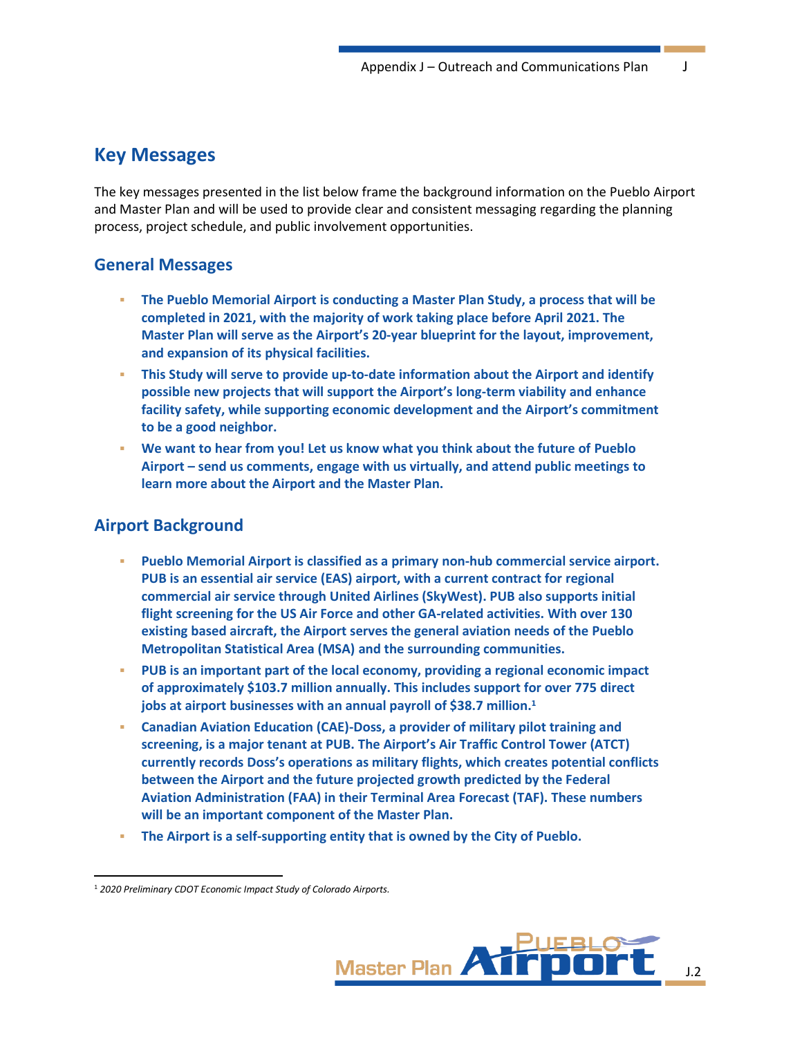## Key Messages

The key messages presented in the list below frame the background information on the Pueblo Airport and Master Plan and will be used to provide clear and consistent messaging regarding the planning process, project schedule, and public involvement opportunities.

### General Messages

- **The Pueblo Memorial Airport is conducting a Master Plan Study, a process that will be completed in 2021, with the majority of work taking place before April 2021. The Master Plan will serve as the Airport's 20-year blueprint for the layout, improvement, and expansion of its physical facilities.**
- **This Study will serve to provide up-to-date information about the Airport and identify possible new projects that will support the Airport's long-term viability and enhance facility safety, while supporting economic development and the Airport's commitment to be a good neighbor.**
- **We want to hear from you! Let us know what you think about the future of Pueblo Airport – send us comments, engage with us virtually, and attend public meetings to learn more about the Airport and the Master Plan.**

### Airport Background

- **Pueblo Memorial Airport is classified as a primary non-hub commercial service airport. PUB is an essential air service (EAS) airport, with a current contract for regional commercial air service through United Airlines (SkyWest). PUB also supports initial flight screening for the US Air Force and other GA-related activities. With over 130 existing based aircraft, the Airport serves the general aviation needs of the Pueblo Metropolitan Statistical Area (MSA) and the surrounding communities.**
- **PUB is an important part of the local economy, providing a regional economic impact of approximately $103.7 million annually. This includes support for over 775 direct jobs at airport businesses with an annual payroll of $38.7 million.[1]**
- **Canadian Aviation Education (CAE)-Doss, a provider of military pilot training and screening, is a major tenant at PUB. The Airport's Air Traffic Control Tower (ATCT) currently records Doss's operations as military flights, which creates potential conflicts between the Airport and the future projected growth predicted by the Federal Aviation Administration (FAA) in their Terminal Area Forecast (TAF). These numbers will be an important component of the Master Plan.**
- **The Airport is a self-supporting entity that is owned by the City of Pueblo.**

[1] *2020 Preliminary CDOT Economic Impact Study of Colorado Airports.*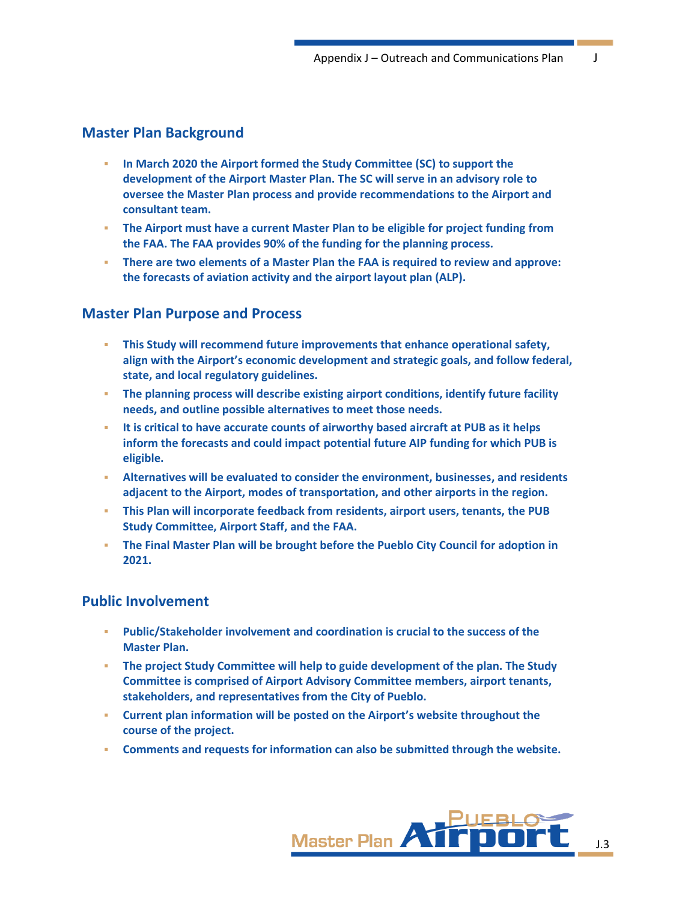## Master Plan Background

- **In March 2020 the Airport formed the Study Committee (SC) to support the development of the Airport Master Plan. The SC will serve in an advisory role to oversee the Master Plan process and provide recommendations to the Airport and consultant team.**
- **The Airport must have a current Master Plan to be eligible for project funding from the FAA. The FAA provides 90% of the funding for the planning process.**
- **There are two elements of a Master Plan the FAA is required to review and approve: the forecasts of aviation activity and the airport layout plan (ALP).**

## Master Plan Purpose and Process

- **This Study will recommend future improvements that enhance operational safety, align with the Airport's economic development and strategic goals, and follow federal, state, and local regulatory guidelines.**
- **The planning process will describe existing airport conditions, identify future facility needs, and outline possible alternatives to meet those needs.**
- **It is critical to have accurate counts of airworthy based aircraft at PUB as it helps inform the forecasts and could impact potential future AIP funding for which PUB is eligible.**
- **Alternatives will be evaluated to consider the environment, businesses, and residents adjacent to the Airport, modes of transportation, and other airports in the region.**
- **This Plan will incorporate feedback from residents, airport users, tenants, the PUB Study Committee, Airport Staff, and the FAA.**
- **The Final Master Plan will be brought before the Pueblo City Council for adoption in 2021.**

## Public Involvement

- **Public/Stakeholder involvement and coordination is crucial to the success of the Master Plan.**
- **The project Study Committee will help to guide development of the plan. The Study Committee is comprised of Airport Advisory Committee members, airport tenants, stakeholders, and representatives from the City of Pueblo.**
- **Current plan information will be posted on the Airport's website throughout the course of the project.**
- **Comments and requests for information can also be submitted through the website.**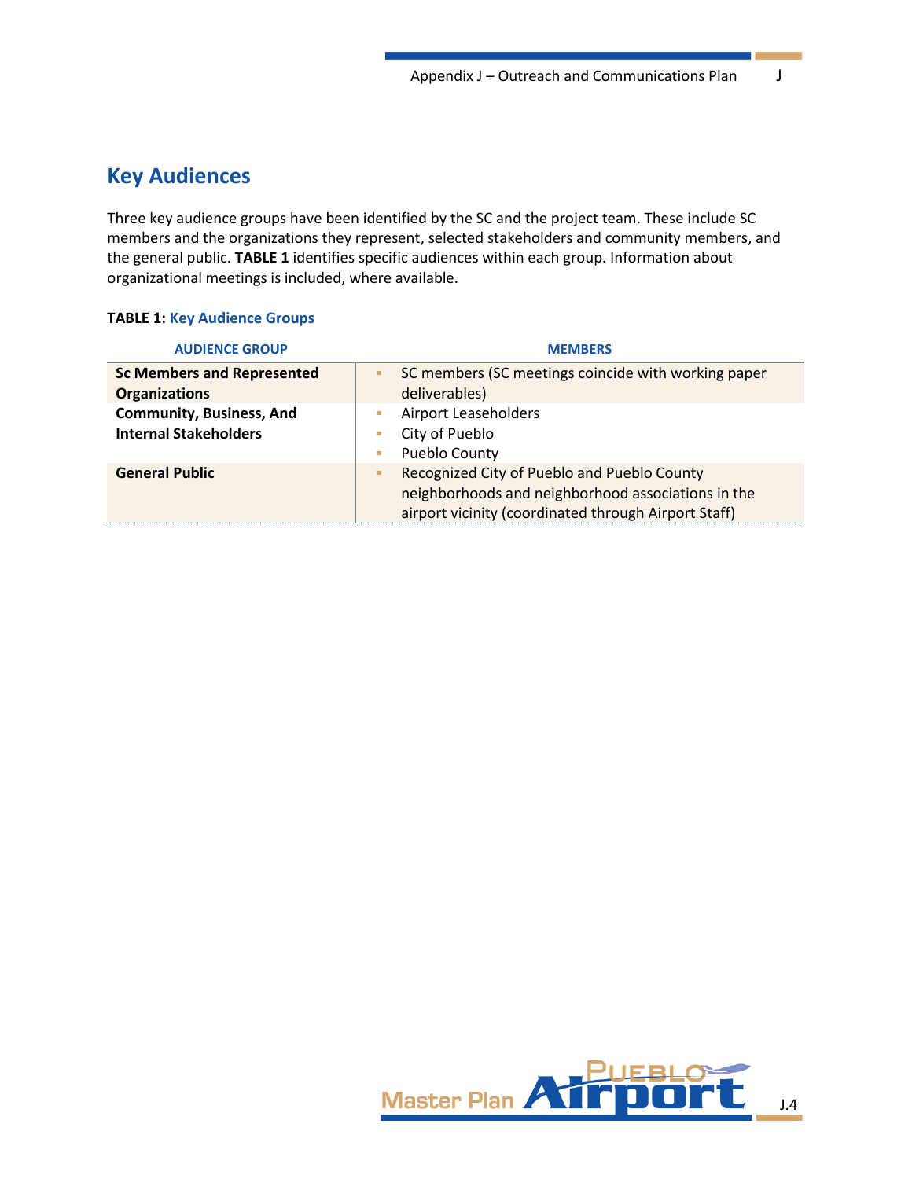## Key Audiences

Three key audience groups have been identified by the SC and the project team. These include SC members and the organizations they represent, selected stakeholders and community members, and the general public. **TABLE 1** identifies specific audiences within each group. Information about organizational meetings is included, where available.

**TABLE 1:** Key Audience Groups

| AUDIENCE GROUP | MEMBERS |
|---|---|
| **Sc Members and Represented Organizations** | ▪ SC members (SC meetings coincide with working paper deliverables) |
| **Community, Business, And Internal Stakeholders** | ▪ Airport Leaseholders<br>▪ City of Pueblo<br>▪ Pueblo County |
| **General Public** | ▪ Recognized City of Pueblo and Pueblo County neighborhoods and neighborhood associations in the airport vicinity (coordinated through Airport Staff) |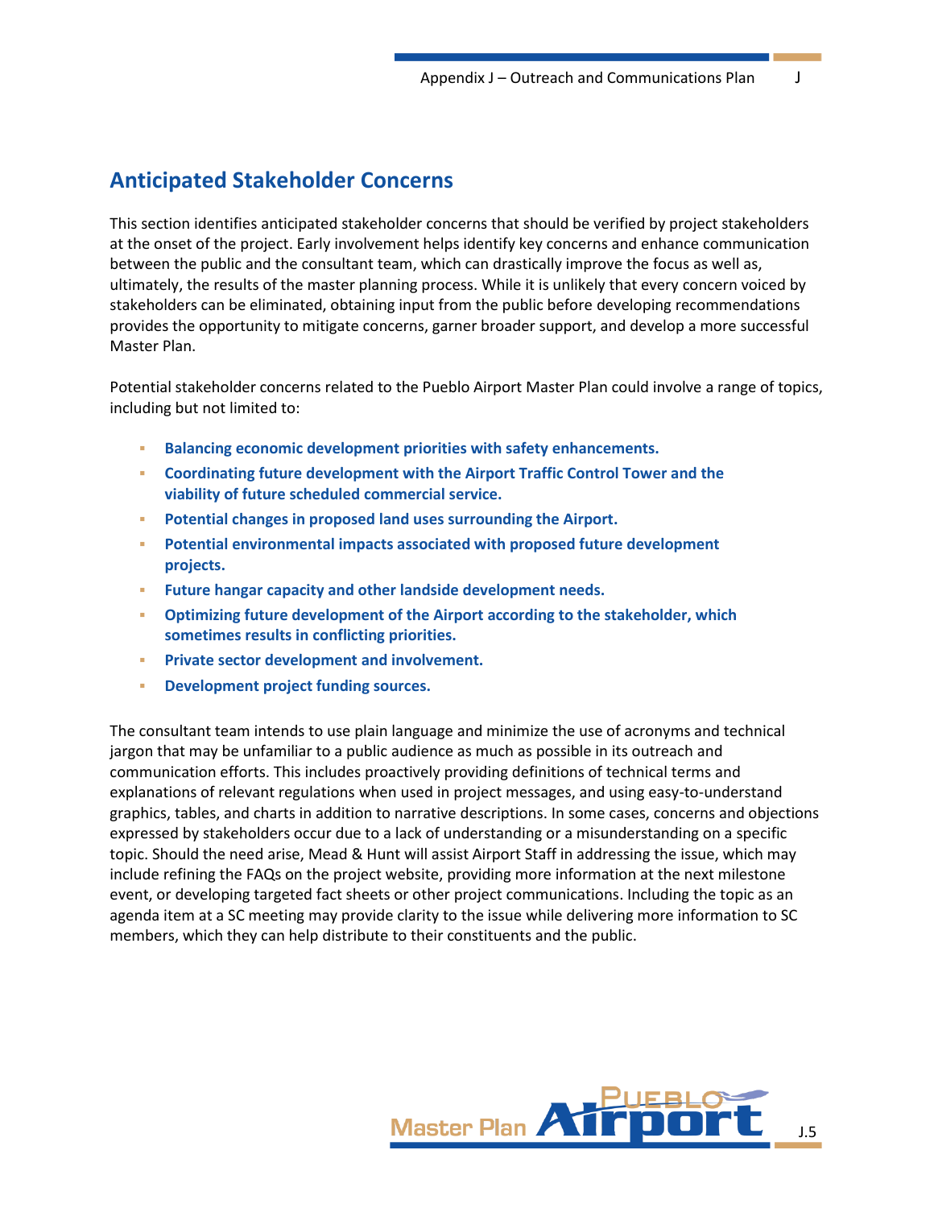## Anticipated Stakeholder Concerns

This section identifies anticipated stakeholder concerns that should be verified by project stakeholders at the onset of the project. Early involvement helps identify key concerns and enhance communication between the public and the consultant team, which can drastically improve the focus as well as, ultimately, the results of the master planning process. While it is unlikely that every concern voiced by stakeholders can be eliminated, obtaining input from the public before developing recommendations provides the opportunity to mitigate concerns, garner broader support, and develop a more successful Master Plan.

Potential stakeholder concerns related to the Pueblo Airport Master Plan could involve a range of topics, including but not limited to:

- **Balancing economic development priorities with safety enhancements.**
- **Coordinating future development with the Airport Traffic Control Tower and the viability of future scheduled commercial service.**
- **Potential changes in proposed land uses surrounding the Airport.**
- **Potential environmental impacts associated with proposed future development projects.**
- **Future hangar capacity and other landside development needs.**
- **Optimizing future development of the Airport according to the stakeholder, which sometimes results in conflicting priorities.**
- **Private sector development and involvement.**
- **Development project funding sources.**

The consultant team intends to use plain language and minimize the use of acronyms and technical jargon that may be unfamiliar to a public audience as much as possible in its outreach and communication efforts. This includes proactively providing definitions of technical terms and explanations of relevant regulations when used in project messages, and using easy-to-understand graphics, tables, and charts in addition to narrative descriptions. In some cases, concerns and objections expressed by stakeholders occur due to a lack of understanding or a misunderstanding on a specific topic. Should the need arise, Mead & Hunt will assist Airport Staff in addressing the issue, which may include refining the FAQs on the project website, providing more information at the next milestone event, or developing targeted fact sheets or other project communications. Including the topic as an agenda item at a SC meeting may provide clarity to the issue while delivering more information to SC members, which they can help distribute to their constituents and the public.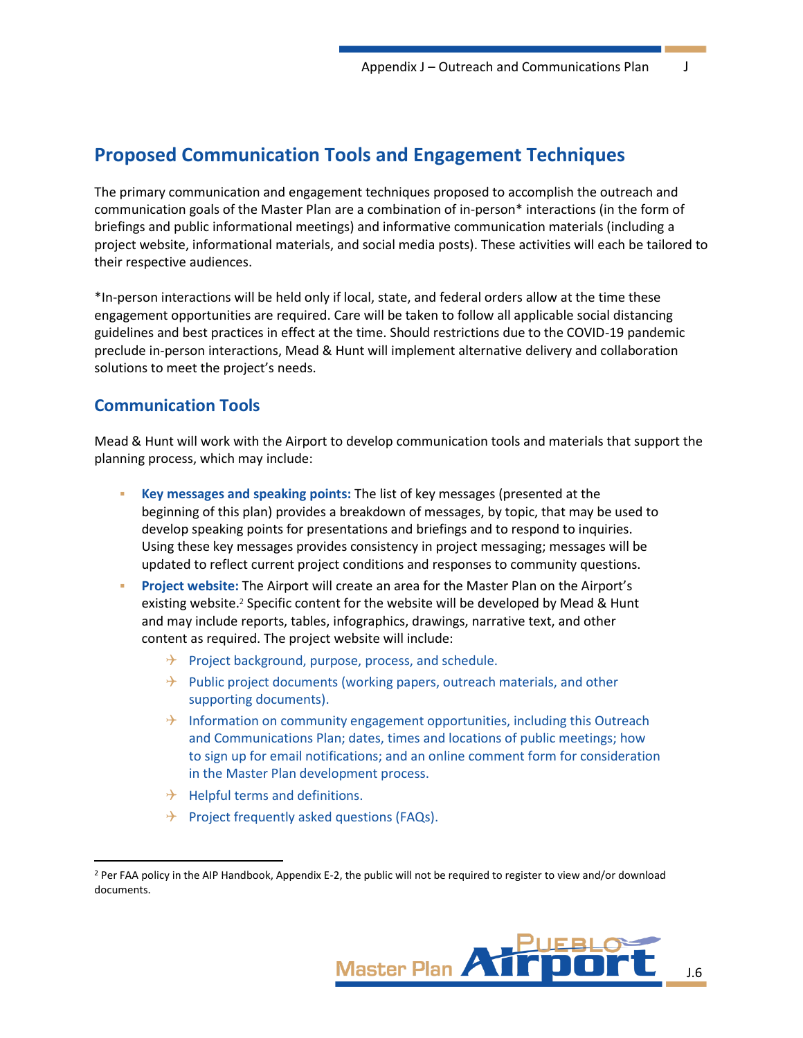## Proposed Communication Tools and Engagement Techniques

The primary communication and engagement techniques proposed to accomplish the outreach and communication goals of the Master Plan are a combination of in-person* interactions (in the form of briefings and public informational meetings) and informative communication materials (including a project website, informational materials, and social media posts). These activities will each be tailored to their respective audiences.

*In-person interactions will be held only if local, state, and federal orders allow at the time these engagement opportunities are required. Care will be taken to follow all applicable social distancing guidelines and best practices in effect at the time. Should restrictions due to the COVID-19 pandemic preclude in-person interactions, Mead & Hunt will implement alternative delivery and collaboration solutions to meet the project's needs.

### Communication Tools

Mead & Hunt will work with the Airport to develop communication tools and materials that support the planning process, which may include:

- **Key messages and speaking points:** The list of key messages (presented at the beginning of this plan) provides a breakdown of messages, by topic, that may be used to develop speaking points for presentations and briefings and to respond to inquiries. Using these key messages provides consistency in project messaging; messages will be updated to reflect current project conditions and responses to community questions.
- **Project website:** The Airport will create an area for the Master Plan on the Airport's existing website.[2] Specific content for the website will be developed by Mead & Hunt and may include reports, tables, infographics, drawings, narrative text, and other content as required. The project website will include:
  - Project background, purpose, process, and schedule.
  - Public project documents (working papers, outreach materials, and other supporting documents).
  - Information on community engagement opportunities, including this Outreach and Communications Plan; dates, times and locations of public meetings; how to sign up for email notifications; and an online comment form for consideration in the Master Plan development process.
  - Helpful terms and definitions.
  - Project frequently asked questions (FAQs).

[2] Per FAA policy in the AIP Handbook, Appendix E-2, the public will not be required to register to view and/or download documents.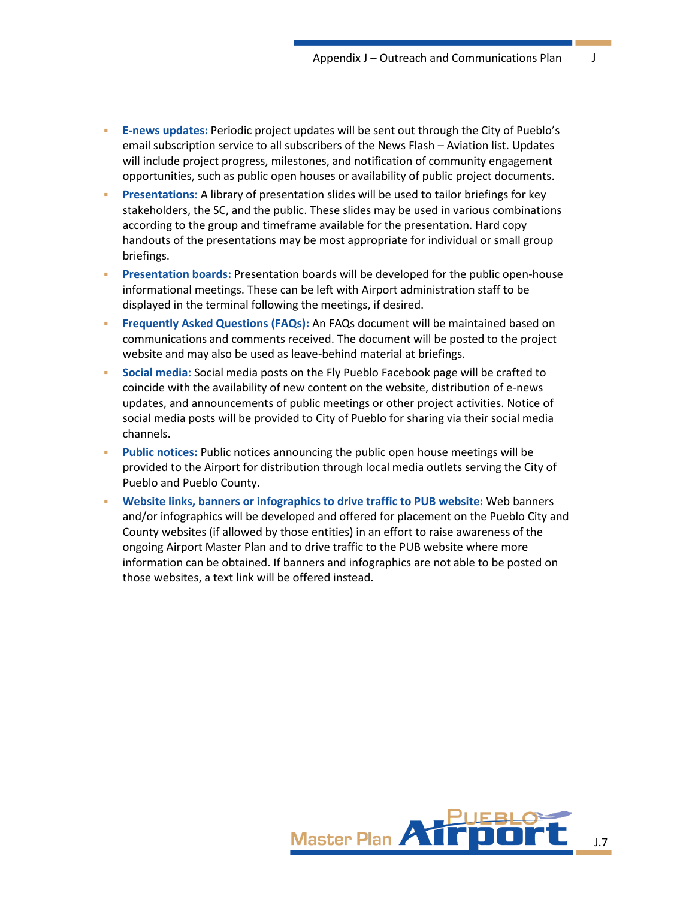- **E-news updates:** Periodic project updates will be sent out through the City of Pueblo's email subscription service to all subscribers of the News Flash – Aviation list. Updates will include project progress, milestones, and notification of community engagement opportunities, such as public open houses or availability of public project documents.
- **Presentations:** A library of presentation slides will be used to tailor briefings for key stakeholders, the SC, and the public. These slides may be used in various combinations according to the group and timeframe available for the presentation. Hard copy handouts of the presentations may be most appropriate for individual or small group briefings.
- **Presentation boards:** Presentation boards will be developed for the public open-house informational meetings. These can be left with Airport administration staff to be displayed in the terminal following the meetings, if desired.
- **Frequently Asked Questions (FAQs):** An FAQs document will be maintained based on communications and comments received. The document will be posted to the project website and may also be used as leave-behind material at briefings.
- **Social media:** Social media posts on the Fly Pueblo Facebook page will be crafted to coincide with the availability of new content on the website, distribution of e-news updates, and announcements of public meetings or other project activities. Notice of social media posts will be provided to City of Pueblo for sharing via their social media channels.
- **Public notices:** Public notices announcing the public open house meetings will be provided to the Airport for distribution through local media outlets serving the City of Pueblo and Pueblo County.
- **Website links, banners or infographics to drive traffic to PUB website:** Web banners and/or infographics will be developed and offered for placement on the Pueblo City and County websites (if allowed by those entities) in an effort to raise awareness of the ongoing Airport Master Plan and to drive traffic to the PUB website where more information can be obtained. If banners and infographics are not able to be posted on those websites, a text link will be offered instead.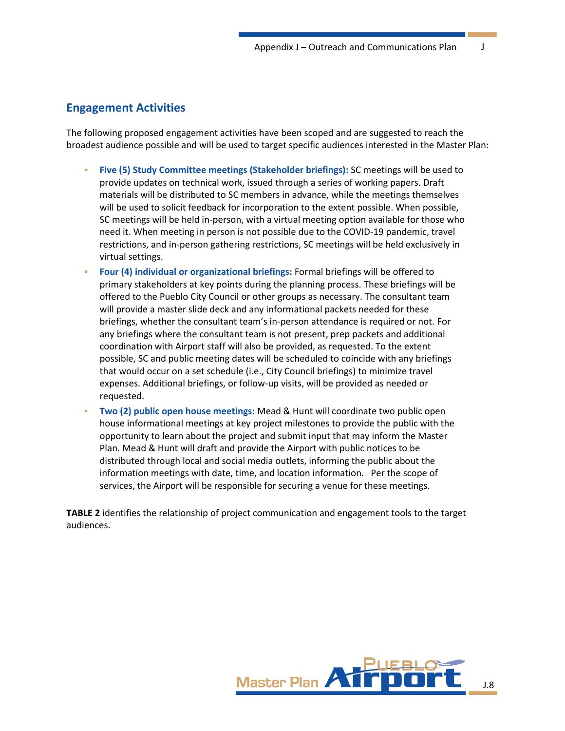## Engagement Activities

The following proposed engagement activities have been scoped and are suggested to reach the broadest audience possible and will be used to target specific audiences interested in the Master Plan:

- **Five (5) Study Committee meetings (Stakeholder briefings):** SC meetings will be used to provide updates on technical work, issued through a series of working papers. Draft materials will be distributed to SC members in advance, while the meetings themselves will be used to solicit feedback for incorporation to the extent possible. When possible, SC meetings will be held in-person, with a virtual meeting option available for those who need it. When meeting in person is not possible due to the COVID-19 pandemic, travel restrictions, and in-person gathering restrictions, SC meetings will be held exclusively in virtual settings.
- **Four (4) individual or organizational briefings:** Formal briefings will be offered to primary stakeholders at key points during the planning process. These briefings will be offered to the Pueblo City Council or other groups as necessary. The consultant team will provide a master slide deck and any informational packets needed for these briefings, whether the consultant team's in-person attendance is required or not. For any briefings where the consultant team is not present, prep packets and additional coordination with Airport staff will also be provided, as requested. To the extent possible, SC and public meeting dates will be scheduled to coincide with any briefings that would occur on a set schedule (i.e., City Council briefings) to minimize travel expenses. Additional briefings, or follow-up visits, will be provided as needed or requested.
- **Two (2) public open house meetings:** Mead & Hunt will coordinate two public open house informational meetings at key project milestones to provide the public with the opportunity to learn about the project and submit input that may inform the Master Plan. Mead & Hunt will draft and provide the Airport with public notices to be distributed through local and social media outlets, informing the public about the information meetings with date, time, and location information. Per the scope of services, the Airport will be responsible for securing a venue for these meetings.

**TABLE 2** identifies the relationship of project communication and engagement tools to the target audiences.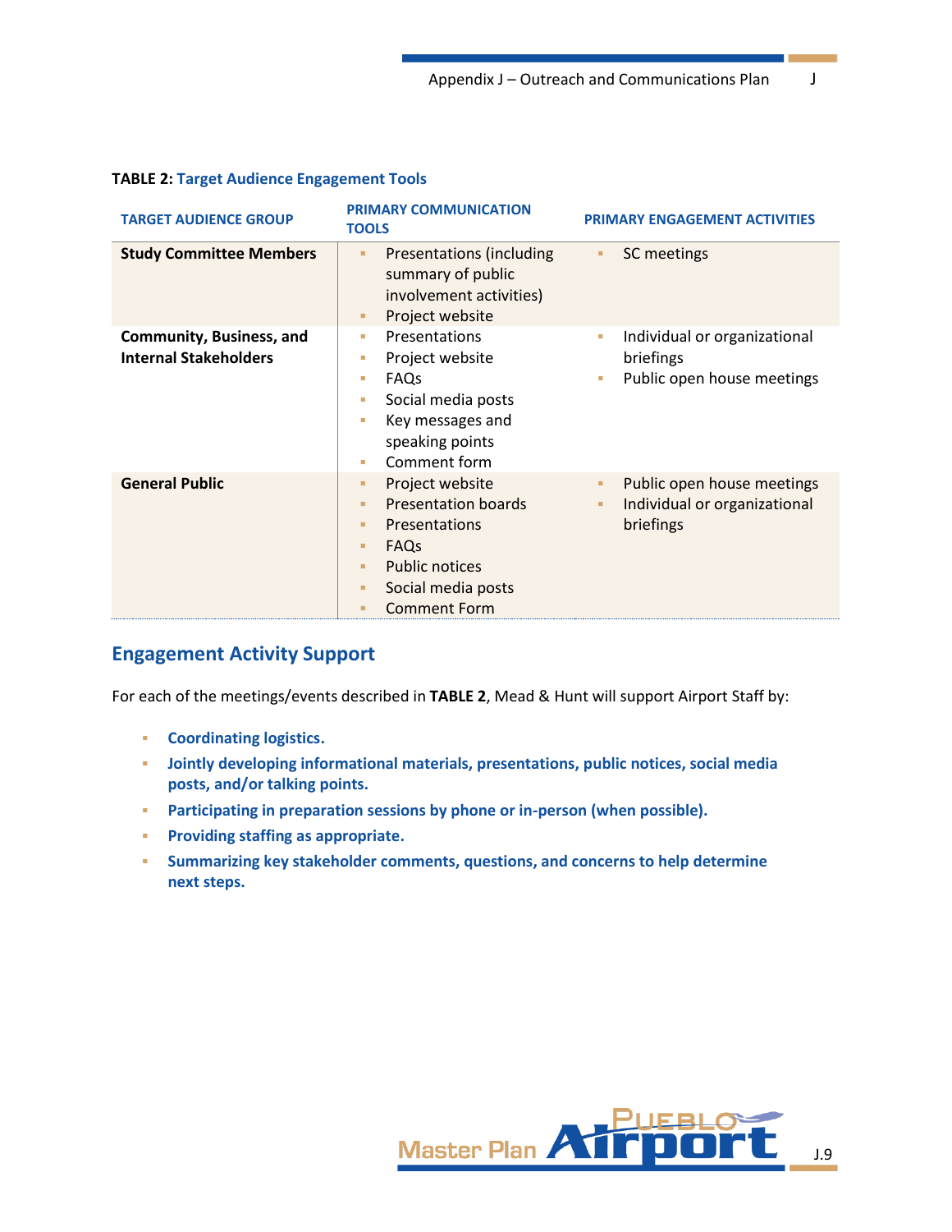**TABLE 2: Target Audience Engagement Tools**

| TARGET AUDIENCE GROUP | PRIMARY COMMUNICATION TOOLS | PRIMARY ENGAGEMENT ACTIVITIES |
|---|---|---|
| **Study Committee Members** | ▪ Presentations (including summary of public involvement activities)<br>▪ Project website | ▪ SC meetings |
| **Community, Business, and Internal Stakeholders** | ▪ Presentations<br>▪ Project website<br>▪ FAQs<br>▪ Social media posts<br>▪ Key messages and speaking points<br>▪ Comment form | ▪ Individual or organizational briefings<br>▪ Public open house meetings |
| **General Public** | ▪ Project website<br>▪ Presentation boards<br>▪ Presentations<br>▪ FAQs<br>▪ Public notices<br>▪ Social media posts<br>▪ Comment Form | ▪ Public open house meetings<br>▪ Individual or organizational briefings |

## Engagement Activity Support

For each of the meetings/events described in **TABLE 2**, Mead & Hunt will support Airport Staff by:

- **Coordinating logistics.**
- **Jointly developing informational materials, presentations, public notices, social media posts, and/or talking points.**
- **Participating in preparation sessions by phone or in-person (when possible).**
- **Providing staffing as appropriate.**
- **Summarizing key stakeholder comments, questions, and concerns to help determine next steps.**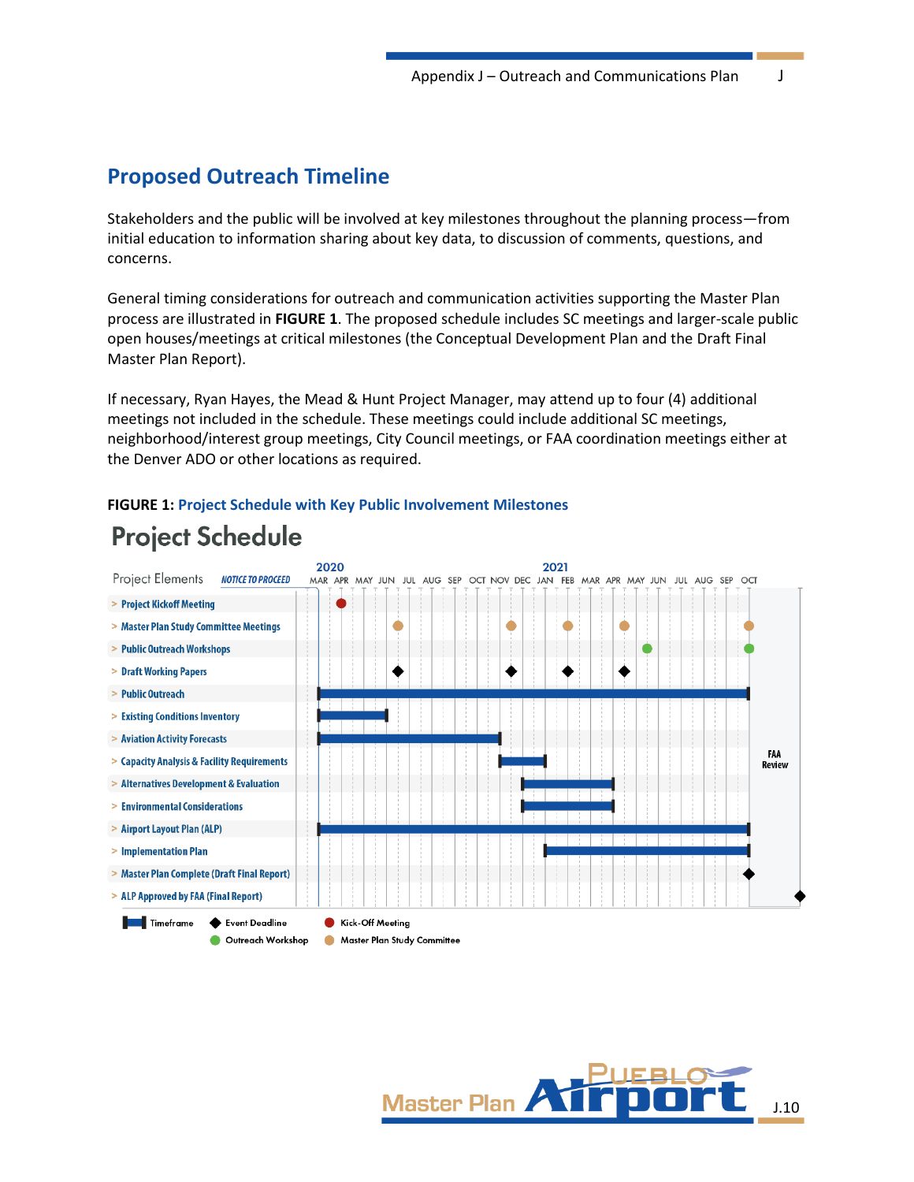## Proposed Outreach Timeline

Stakeholders and the public will be involved at key milestones throughout the planning process—from initial education to information sharing about key data, to discussion of comments, questions, and concerns.

General timing considerations for outreach and communication activities supporting the Master Plan process are illustrated in **FIGURE 1**. The proposed schedule includes SC meetings and larger-scale public open houses/meetings at critical milestones (the Conceptual Development Plan and the Draft Final Master Plan Report).

If necessary, Ryan Hayes, the Mead & Hunt Project Manager, may attend up to four (4) additional meetings not included in the schedule. These meetings could include additional SC meetings, neighborhood/interest group meetings, City Council meetings, or FAA coordination meetings either at the Denver ADO or other locations as required.

**FIGURE 1:** Project Schedule with Key Public Involvement Milestones

### Project Schedule

Timeline: NOTICE TO PROCEED – 2020: MAR APR MAY JUN JUL AUG SEP OCT NOV DEC; 2021: JAN FEB MAR APR MAY JUN JUL AUG SEP OCT; followed by FAA Review

| Project Elements | Schedule |
|---|---|
| Project Kickoff Meeting | Kick-Off Meeting: APR 2020 |
| Master Plan Study Committee Meetings | Master Plan Study Committee: JUL 2020, NOV 2020, FEB 2021, APR 2021, OCT 2021 |
| Public Outreach Workshops | Outreach Workshop: MAY 2021, OCT 2021 |
| Draft Working Papers | Event Deadline: JUL 2020, NOV 2020, FEB 2021, APR 2021 |
| Public Outreach | Timeframe: MAR 2020 – OCT 2021 |
| Existing Conditions Inventory | Timeframe: MAR 2020 – JUN 2020 |
| Aviation Activity Forecasts | Timeframe: MAR 2020 – NOV 2020 |
| Capacity Analysis & Facility Requirements | Timeframe: NOV 2020 – JAN 2021 |
| Alternatives Development & Evaluation | Timeframe: DEC 2020 – APR 2021 |
| Environmental Considerations | Timeframe: DEC 2020 – APR 2021 |
| Airport Layout Plan (ALP) | Timeframe: MAR 2020 – OCT 2021 |
| Implementation Plan | Timeframe: JAN 2021 – OCT 2021 |
| Master Plan Complete (Draft Final Report) | Event Deadline: OCT 2021 |
| ALP Approved by FAA (Final Report) | Event Deadline: following FAA Review |

Legend: Timeframe; Event Deadline; Kick-Off Meeting; Outreach Workshop; Master Plan Study Committee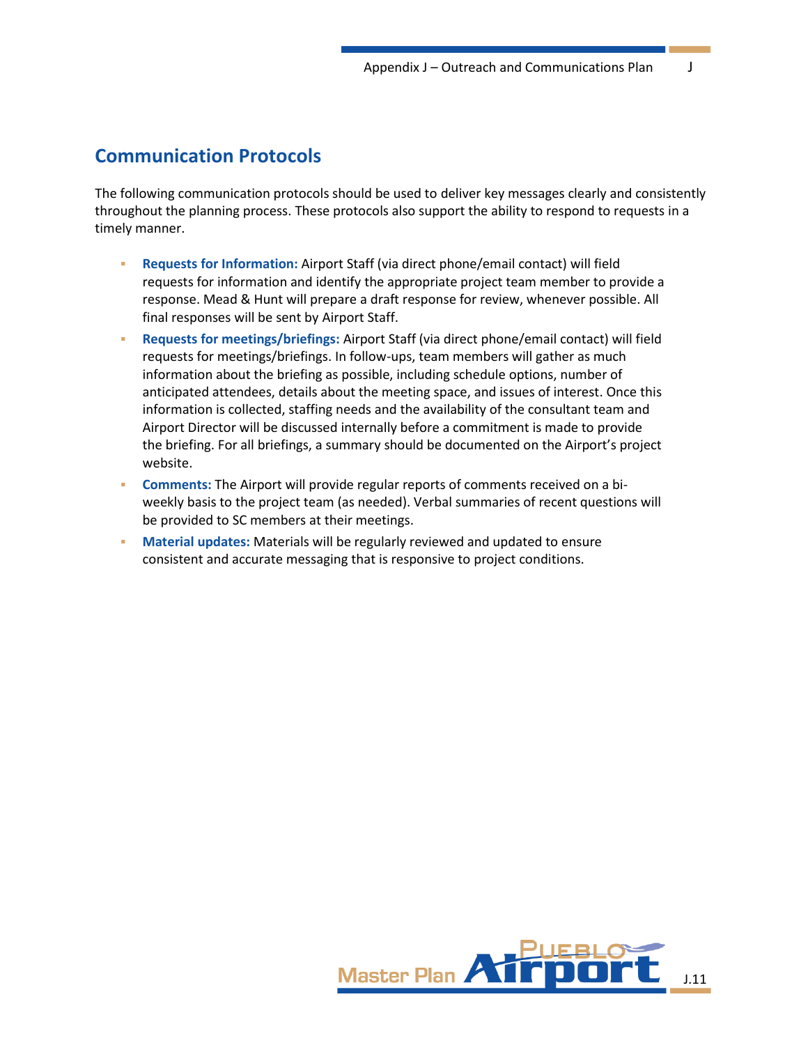## Communication Protocols

The following communication protocols should be used to deliver key messages clearly and consistently throughout the planning process. These protocols also support the ability to respond to requests in a timely manner.

- **Requests for Information:** Airport Staff (via direct phone/email contact) will field requests for information and identify the appropriate project team member to provide a response. Mead & Hunt will prepare a draft response for review, whenever possible. All final responses will be sent by Airport Staff.
- **Requests for meetings/briefings:** Airport Staff (via direct phone/email contact) will field requests for meetings/briefings. In follow-ups, team members will gather as much information about the briefing as possible, including schedule options, number of anticipated attendees, details about the meeting space, and issues of interest. Once this information is collected, staffing needs and the availability of the consultant team and Airport Director will be discussed internally before a commitment is made to provide the briefing. For all briefings, a summary should be documented on the Airport's project website.
- **Comments:** The Airport will provide regular reports of comments received on a bi-weekly basis to the project team (as needed). Verbal summaries of recent questions will be provided to SC members at their meetings.
- **Material updates:** Materials will be regularly reviewed and updated to ensure consistent and accurate messaging that is responsive to project conditions.